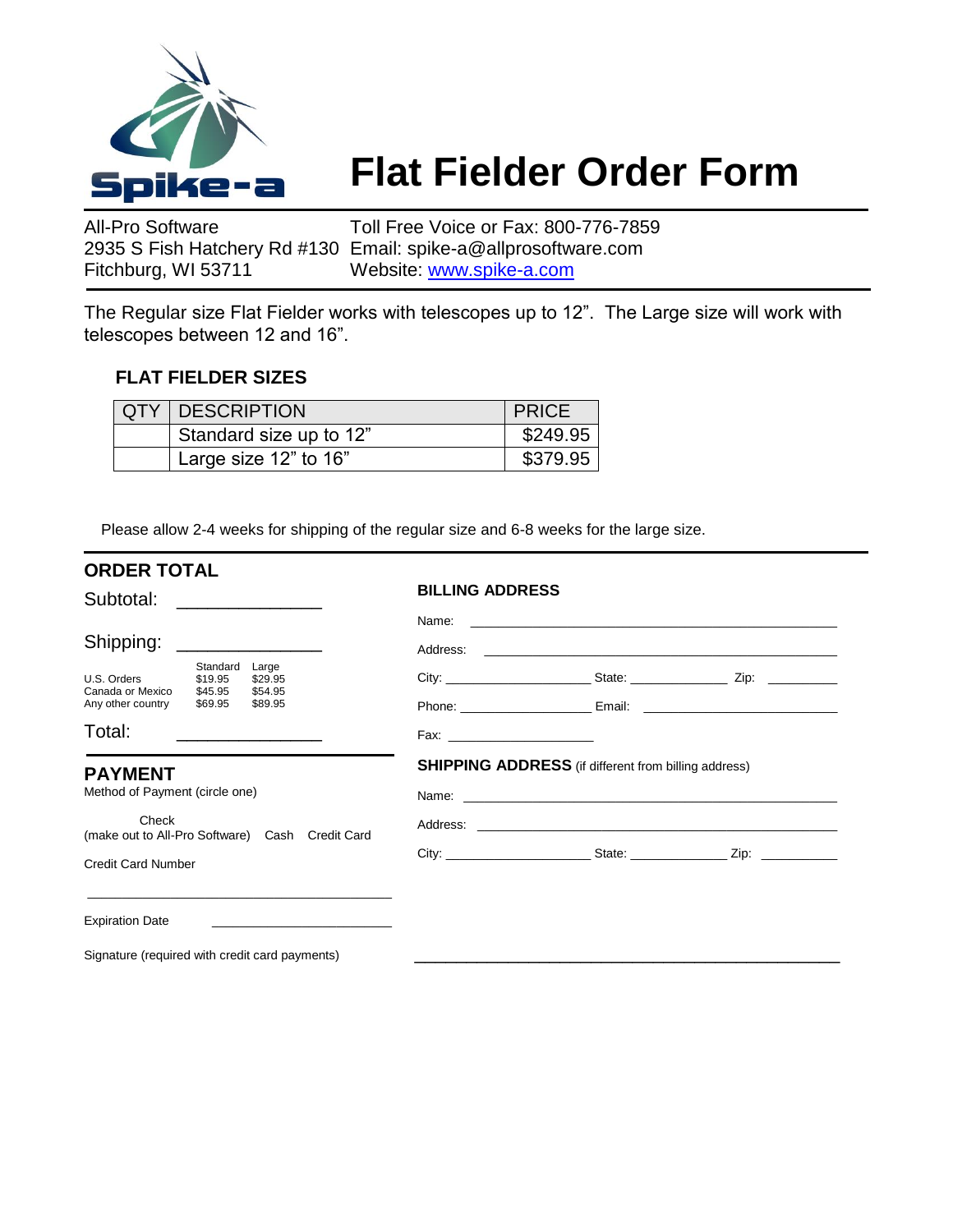Spike-a

# Flat Fielder Order Form

All-Pro Software
2935 S Fish Hatchery Rd #130
Fitchburg, WI 53711

Toll Free Voice or Fax: 800-776-7859
Email: spike-a@allprosoftware.com
Website: www.spike-a.com

The Regular size Flat Fielder works with telescopes up to 12”. The Large size will work with telescopes between 12 and 16”.

### FLAT FIELDER SIZES

| QTY | DESCRIPTION | PRICE |
|---|---|---|
| | Standard size up to 12” | $249.95 |
| | Large size 12” to 16” | $379.95 |

Please allow 2-4 weeks for shipping of the regular size and 6-8 weeks for the large size.

## ORDER TOTAL

Subtotal: ______________

Shipping: ______________

| | Standard | Large |
|---|---|---|
| U.S. Orders | $19.95 | $29.95 |
| Canada or Mexico | $45.95 | $54.95 |
| Any other country | $69.95 | $89.95 |

Total: ______________

## PAYMENT

Method of Payment (circle one)

Check (make out to All-Pro Software)    Cash    Credit Card

Credit Card Number

______________________________

Expiration Date ______________________

## BILLING ADDRESS

Name: ______________________________

Address: ______________________________

City: ______________ State: ____________ Zip: __________

Phone: ______________ Email: ______________________

Fax: ______________

## SHIPPING ADDRESS (if different from billing address)

Name: ______________________________

Address: ______________________________

City: ______________ State: ____________ Zip: __________

Signature (required with credit card payments) ______________________________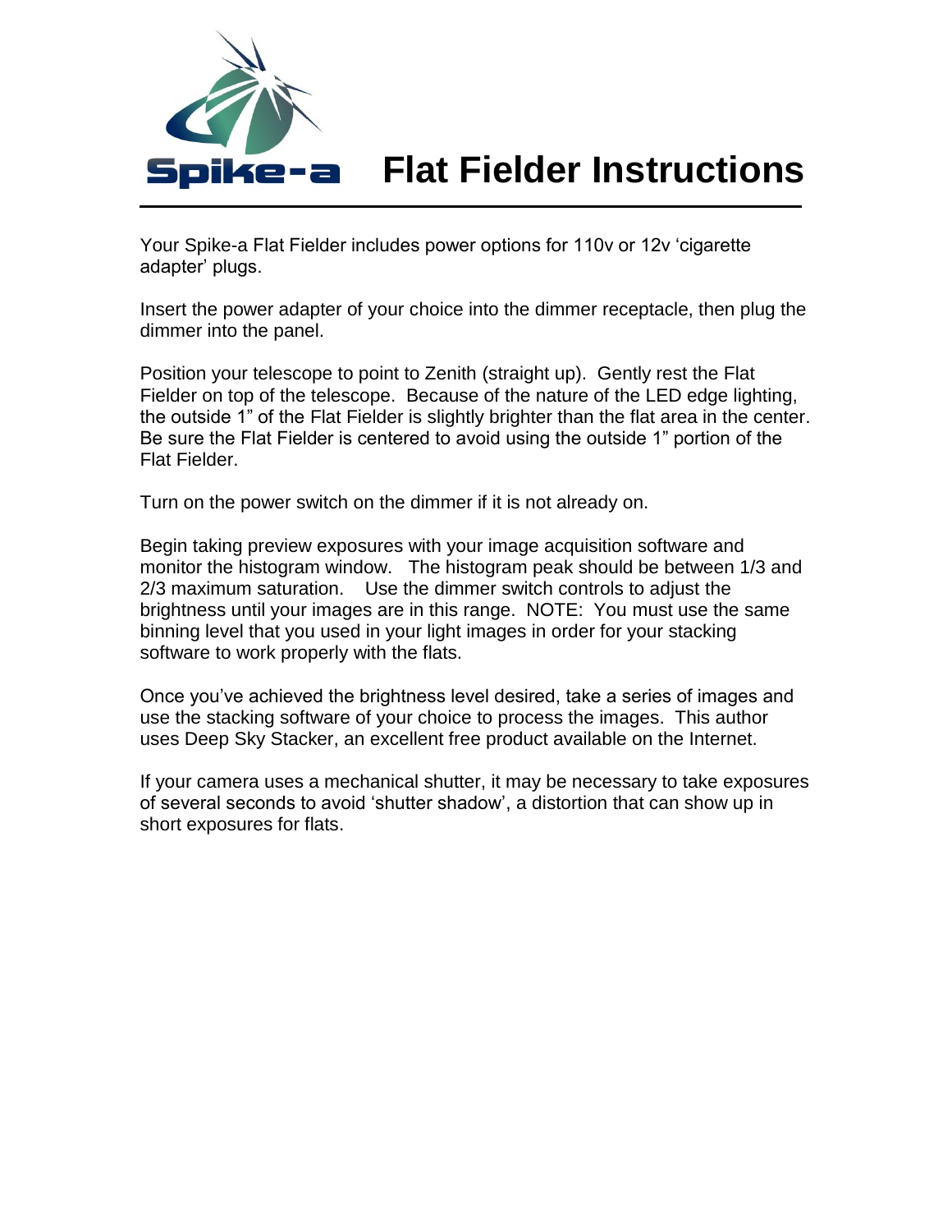# Spike-a Flat Fielder Instructions

Your Spike-a Flat Fielder includes power options for 110v or 12v 'cigarette adapter' plugs.

Insert the power adapter of your choice into the dimmer receptacle, then plug the dimmer into the panel.

Position your telescope to point to Zenith (straight up). Gently rest the Flat Fielder on top of the telescope. Because of the nature of the LED edge lighting, the outside 1" of the Flat Fielder is slightly brighter than the flat area in the center. Be sure the Flat Fielder is centered to avoid using the outside 1" portion of the Flat Fielder.

Turn on the power switch on the dimmer if it is not already on.

Begin taking preview exposures with your image acquisition software and monitor the histogram window. The histogram peak should be between 1/3 and 2/3 maximum saturation. Use the dimmer switch controls to adjust the brightness until your images are in this range. NOTE: You must use the same binning level that you used in your light images in order for your stacking software to work properly with the flats.

Once you've achieved the brightness level desired, take a series of images and use the stacking software of your choice to process the images. This author uses Deep Sky Stacker, an excellent free product available on the Internet.

If your camera uses a mechanical shutter, it may be necessary to take exposures of several seconds to avoid 'shutter shadow', a distortion that can show up in short exposures for flats.